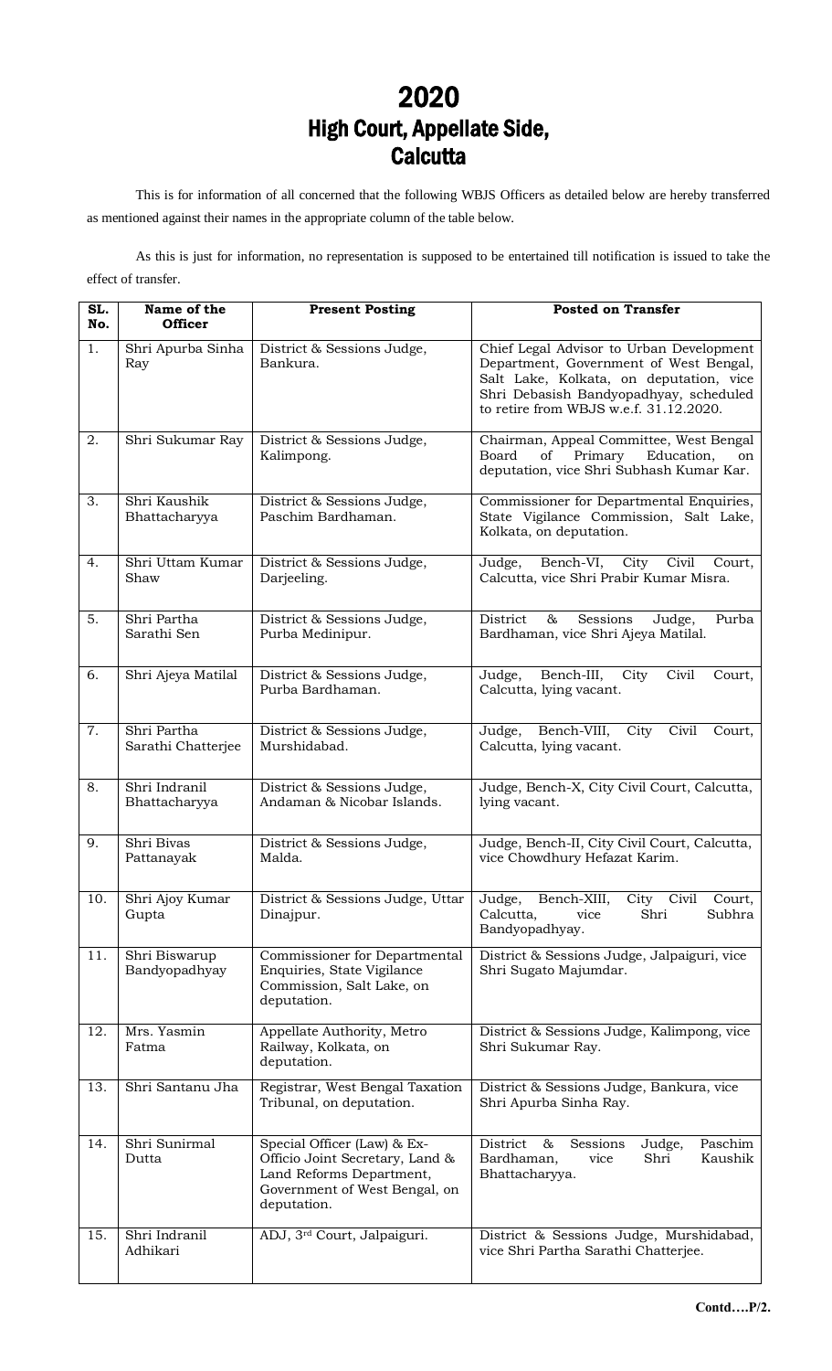# 2020
# High Court, Appellate Side, Calcutta

This is for information of all concerned that the following WBJS Officers as detailed below are hereby transferred as mentioned against their names in the appropriate column of the table below.

As this is just for information, no representation is supposed to be entertained till notification is issued to take the effect of transfer.

| SL. No. | Name of the Officer | Present Posting | Posted on Transfer |
|---|---|---|---|
| 1. | Shri Apurba Sinha Ray | District & Sessions Judge, Bankura. | Chief Legal Advisor to Urban Development Department, Government of West Bengal, Salt Lake, Kolkata, on deputation, vice Shri Debasish Bandyopadhyay, scheduled to retire from WBJS w.e.f. 31.12.2020. |
| 2. | Shri Sukumar Ray | District & Sessions Judge, Kalimpong. | Chairman, Appeal Committee, West Bengal Board of Primary Education, on deputation, vice Shri Subhash Kumar Kar. |
| 3. | Shri Kaushik Bhattacharyya | District & Sessions Judge, Paschim Bardhaman. | Commissioner for Departmental Enquiries, State Vigilance Commission, Salt Lake, Kolkata, on deputation. |
| 4. | Shri Uttam Kumar Shaw | District & Sessions Judge, Darjeeling. | Judge, Bench-VI, City Civil Court, Calcutta, vice Shri Prabir Kumar Misra. |
| 5. | Shri Partha Sarathi Sen | District & Sessions Judge, Purba Medinipur. | District & Sessions Judge, Purba Bardhaman, vice Shri Ajeya Matilal. |
| 6. | Shri Ajeya Matilal | District & Sessions Judge, Purba Bardhaman. | Judge, Bench-III, City Civil Court, Calcutta, lying vacant. |
| 7. | Shri Partha Sarathi Chatterjee | District & Sessions Judge, Murshidabad. | Judge, Bench-VIII, City Civil Court, Calcutta, lying vacant. |
| 8. | Shri Indranil Bhattacharyya | District & Sessions Judge, Andaman & Nicobar Islands. | Judge, Bench-X, City Civil Court, Calcutta, lying vacant. |
| 9. | Shri Bivas Pattanayak | District & Sessions Judge, Malda. | Judge, Bench-II, City Civil Court, Calcutta, vice Chowdhury Hefazat Karim. |
| 10. | Shri Ajoy Kumar Gupta | District & Sessions Judge, Uttar Dinajpur. | Judge, Bench-XIII, City Civil Court, Calcutta, vice Shri Subhra Bandyopadhyay. |
| 11. | Shri Biswarup Bandyopadhyay | Commissioner for Departmental Enquiries, State Vigilance Commission, Salt Lake, on deputation. | District & Sessions Judge, Jalpaiguri, vice Shri Sugato Majumdar. |
| 12. | Mrs. Yasmin Fatma | Appellate Authority, Metro Railway, Kolkata, on deputation. | District & Sessions Judge, Kalimpong, vice Shri Sukumar Ray. |
| 13. | Shri Santanu Jha | Registrar, West Bengal Taxation Tribunal, on deputation. | District & Sessions Judge, Bankura, vice Shri Apurba Sinha Ray. |
| 14. | Shri Sunirmal Dutta | Special Officer (Law) & Ex-Officio Joint Secretary, Land & Land Reforms Department, Government of West Bengal, on deputation. | District & Sessions Judge, Paschim Bardhaman, vice Shri Kaushik Bhattacharyya. |
| 15. | Shri Indranil Adhikari | ADJ, 3rd Court, Jalpaiguri. | District & Sessions Judge, Murshidabad, vice Shri Partha Sarathi Chatterjee. |

**Contd….P/2.**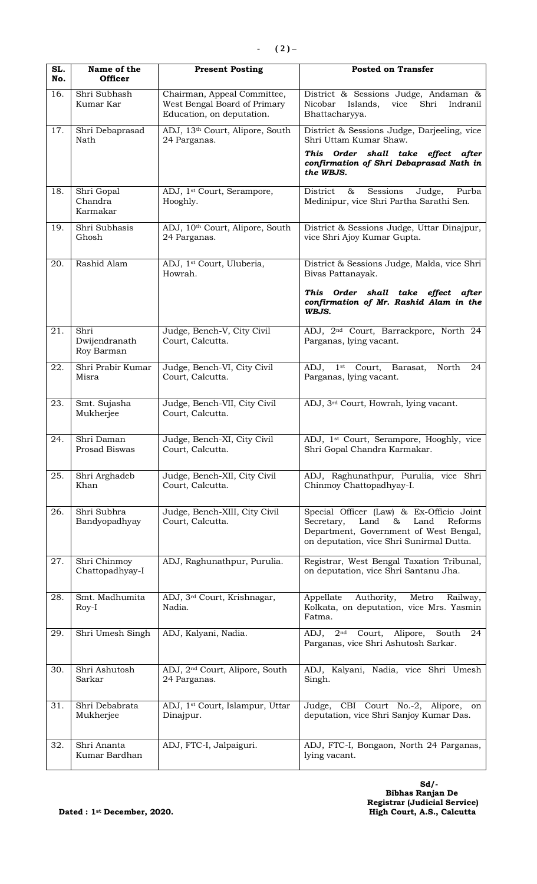| SL. No. | Name of the Officer | Present Posting | Posted on Transfer |
|---|---|---|---|
| 16. | Shri Subhash Kumar Kar | Chairman, Appeal Committee, West Bengal Board of Primary Education, on deputation. | District & Sessions Judge, Andaman & Nicobar Islands, vice Shri Indranil Bhattacharyya. |
| 17. | Shri Debaprasad Nath | ADJ, 13th Court, Alipore, South 24 Parganas. | District & Sessions Judge, Darjeeling, vice Shri Uttam Kumar Shaw. ***This Order shall take effect after confirmation of Shri Debaprasad Nath in the WBJS.*** |
| 18. | Shri Gopal Chandra Karmakar | ADJ, 1st Court, Serampore, Hooghly. | District & Sessions Judge, Purba Medinipur, vice Shri Partha Sarathi Sen. |
| 19. | Shri Subhasis Ghosh | ADJ, 10th Court, Alipore, South 24 Parganas. | District & Sessions Judge, Uttar Dinajpur, vice Shri Ajoy Kumar Gupta. |
| 20. | Rashid Alam | ADJ, 1st Court, Uluberia, Howrah. | District & Sessions Judge, Malda, vice Shri Bivas Pattanayak. ***This Order shall take effect after confirmation of Mr. Rashid Alam in the WBJS.*** |
| 21. | Shri Dwijendranath Roy Barman | Judge, Bench-V, City Civil Court, Calcutta. | ADJ, 2nd Court, Barrackpore, North 24 Parganas, lying vacant. |
| 22. | Shri Prabir Kumar Misra | Judge, Bench-VI, City Civil Court, Calcutta. | ADJ, 1st Court, Barasat, North 24 Parganas, lying vacant. |
| 23. | Smt. Sujasha Mukherjee | Judge, Bench-VII, City Civil Court, Calcutta. | ADJ, 3rd Court, Howrah, lying vacant. |
| 24. | Shri Daman Prosad Biswas | Judge, Bench-XI, City Civil Court, Calcutta. | ADJ, 1st Court, Serampore, Hooghly, vice Shri Gopal Chandra Karmakar. |
| 25. | Shri Arghadeb Khan | Judge, Bench-XII, City Civil Court, Calcutta. | ADJ, Raghunathpur, Purulia, vice Shri Chinmoy Chattopadhyay-I. |
| 26. | Shri Subhra Bandyopadhyay | Judge, Bench-XIII, City Civil Court, Calcutta. | Special Officer (Law) & Ex-Officio Joint Secretary, Land & Land Reforms Department, Government of West Bengal, on deputation, vice Shri Sunirmal Dutta. |
| 27. | Shri Chinmoy Chattopadhyay-I | ADJ, Raghunathpur, Purulia. | Registrar, West Bengal Taxation Tribunal, on deputation, vice Shri Santanu Jha. |
| 28. | Smt. Madhumita Roy-I | ADJ, 3rd Court, Krishnagar, Nadia. | Appellate Authority, Metro Railway, Kolkata, on deputation, vice Mrs. Yasmin Fatma. |
| 29. | Shri Umesh Singh | ADJ, Kalyani, Nadia. | ADJ, 2nd Court, Alipore, South 24 Parganas, vice Shri Ashutosh Sarkar. |
| 30. | Shri Ashutosh Sarkar | ADJ, 2nd Court, Alipore, South 24 Parganas. | ADJ, Kalyani, Nadia, vice Shri Umesh Singh. |
| 31. | Shri Debabrata Mukherjee | ADJ, 1st Court, Islampur, Uttar Dinajpur. | Judge, CBI Court No.-2, Alipore, on deputation, vice Shri Sanjoy Kumar Das. |
| 32. | Shri Ananta Kumar Bardhan | ADJ, FTC-I, Jalpaiguri. | ADJ, FTC-I, Bongaon, North 24 Parganas, lying vacant. |

**Sd/-**
**Bibhas Ranjan De**
**Registrar (Judicial Service)**
**High Court, A.S., Calcutta**

**Dated : 1st December, 2020.**